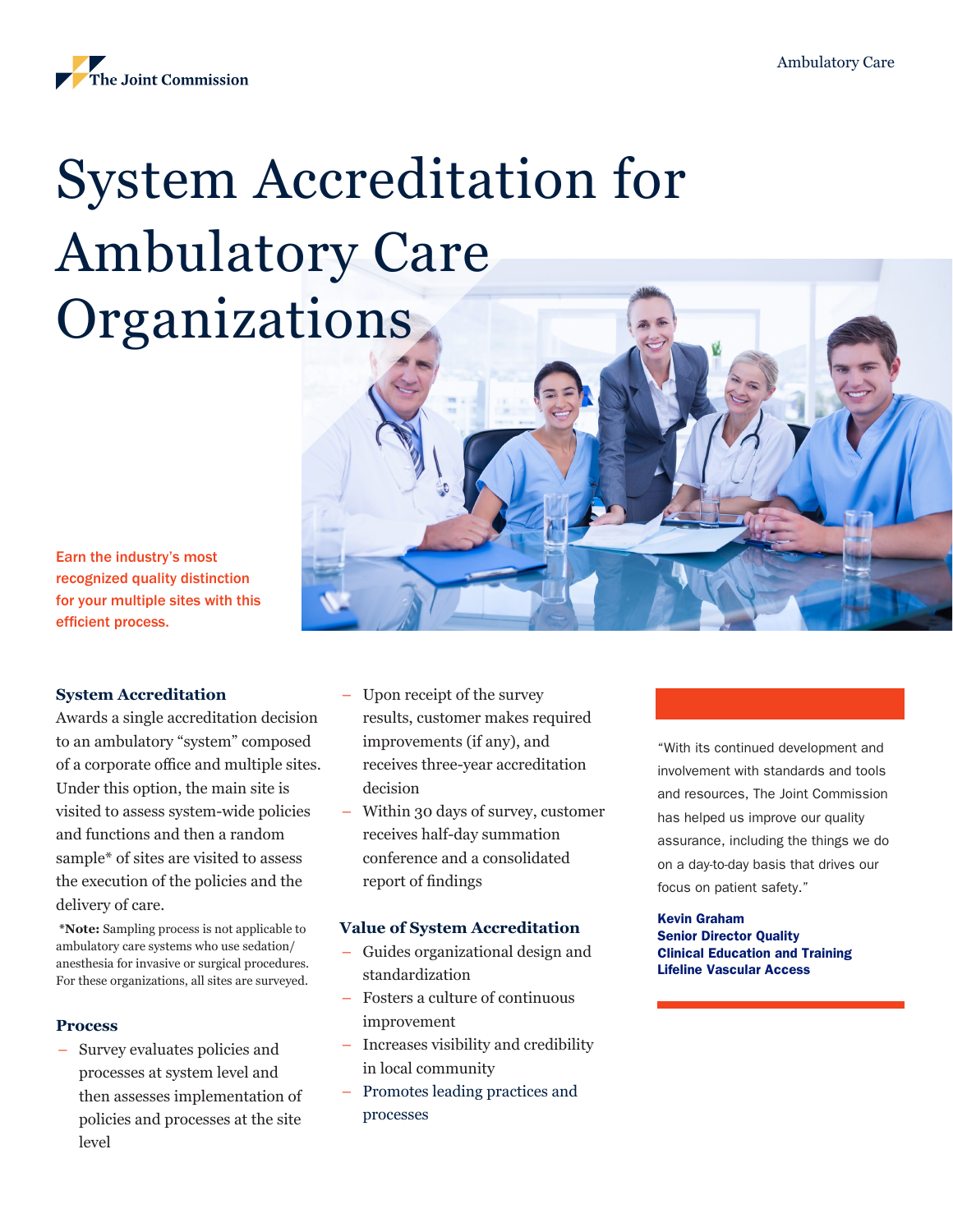The Joint Commission

Ambulatory Care

# System Accreditation for Ambulatory Care Organizations

**Earn the industry's most recognized quality distinction for your multiple sites with this efficient process.**

### System Accreditation

Awards a single accreditation decision to an ambulatory "system" composed of a corporate office and multiple sites. Under this option, the main site is visited to assess system-wide policies and functions and then a random sample* of sites are visited to assess the execution of the policies and the delivery of care.

***Note:** Sampling process is not applicable to ambulatory care systems who use sedation/anesthesia for invasive or surgical procedures. For these organizations, all sites are surveyed.

### Process

- Survey evaluates policies and processes at system level and then assesses implementation of policies and processes at the site level
- Upon receipt of the survey results, customer makes required improvements (if any), and receives three-year accreditation decision
- Within 30 days of survey, customer receives half-day summation conference and a consolidated report of findings

### Value of System Accreditation

- Guides organizational design and standardization
- Fosters a culture of continuous improvement
- Increases visibility and credibility in local community
- Promotes leading practices and processes

"With its continued development and involvement with standards and tools and resources, The Joint Commission has helped us improve our quality assurance, including the things we do on a day-to-day basis that drives our focus on patient safety."

**Kevin Graham**
**Senior Director Quality**
**Clinical Education and Training**
**Lifeline Vascular Access**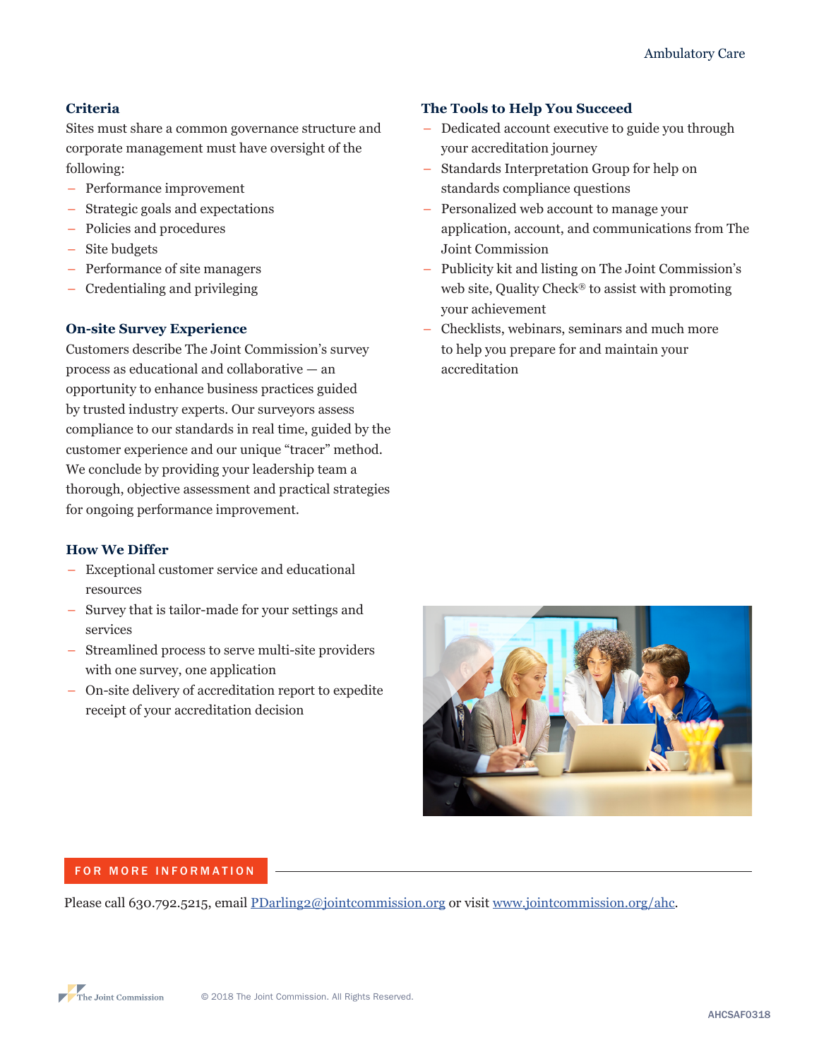### Criteria

Sites must share a common governance structure and corporate management must have oversight of the following:

- Performance improvement
- Strategic goals and expectations
- Policies and procedures
- Site budgets
- Performance of site managers
- Credentialing and privileging

### On-site Survey Experience

Customers describe The Joint Commission's survey process as educational and collaborative — an opportunity to enhance business practices guided by trusted industry experts. Our surveyors assess compliance to our standards in real time, guided by the customer experience and our unique "tracer" method. We conclude by providing your leadership team a thorough, objective assessment and practical strategies for ongoing performance improvement.

### How We Differ

- Exceptional customer service and educational resources
- Survey that is tailor-made for your settings and services
- Streamlined process to serve multi-site providers with one survey, one application
- On-site delivery of accreditation report to expedite receipt of your accreditation decision

### The Tools to Help You Succeed

- Dedicated account executive to guide you through your accreditation journey
- Standards Interpretation Group for help on standards compliance questions
- Personalized web account to manage your application, account, and communications from The Joint Commission
- Publicity kit and listing on The Joint Commission's web site, Quality Check® to assist with promoting your achievement
- Checklists, webinars, seminars and much more to help you prepare for and maintain your accreditation

## FOR MORE INFORMATION

Please call 630.792.5215, email PDarling2@jointcommission.org or visit www.jointcommission.org/ahc.

The Joint Commission © 2018 The Joint Commission. All Rights Reserved.

AHCSAF0318